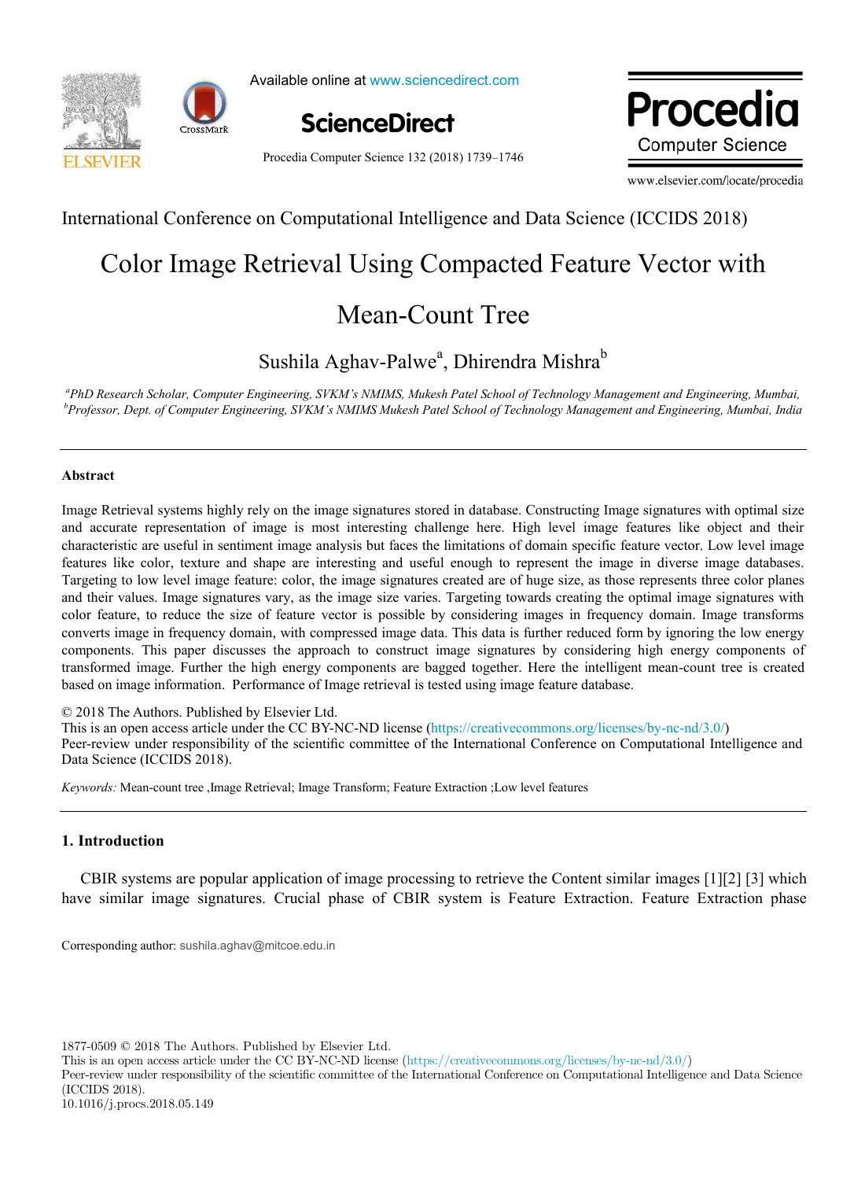Available online at www.sciencedirect.com

ScienceDirect

International Conference on Computational Intelligence and Data Science (ICCIDS 2018)

# Color Image Retrieval Using Compacted Feature Vector with Mean-Count Tree

Sushila Aghav-Palwe[a], Dhirendra Mishra[b]

[a]PhD Research Scholar, Computer Engineering, SVKM's NMIMS, Mukesh Patel School of Technology Management and Engineering, Mumbai,
[b]Professor, Dept. of Computer Engineering, SVKM's NMIMS Mukesh Patel School of Technology Management and Engineering, Mumbai, India

## Abstract

Image Retrieval systems highly rely on the image signatures stored in database. Constructing Image signatures with optimal size and accurate representation of image is most interesting challenge here. High level image features like object and their characteristic are useful in sentiment image analysis but faces the limitations of domain specific feature vector. Low level image features like color, texture and shape are interesting and useful enough to represent the image in diverse image databases. Targeting to low level image feature: color, the image signatures created are of huge size, as those represents three color planes and their values. Image signatures vary, as the image size varies. Targeting towards creating the optimal image signatures with color feature, to reduce the size of feature vector is possible by considering images in frequency domain. Image transforms converts image in frequency domain, with compressed image data. This data is further reduced form by ignoring the low energy components. This paper discusses the approach to construct image signatures by considering high energy components of transformed image. Further the high energy components are bagged together. Here the intelligent mean-count tree is created based on image information. Performance of Image retrieval is tested using image feature database.

© 2018 The Authors. Published by Elsevier Ltd.
This is an open access article under the CC BY-NC-ND license (https://creativecommons.org/licenses/by-nc-nd/3.0/)
Peer-review under responsibility of the scientific committee of the International Conference on Computational Intelligence and Data Science (ICCIDS 2018).

*Keywords:* Mean-count tree ,Image Retrieval; Image Transform; Feature Extraction ;Low level features

## 1. Introduction

CBIR systems are popular application of image processing to retrieve the Content similar images [1][2] [3] which have similar image signatures. Crucial phase of CBIR system is Feature Extraction. Feature Extraction phase

Corresponding author: sushila.aghav@mitcoe.edu.in

1877-0509 © 2018 The Authors. Published by Elsevier Ltd.
This is an open access article under the CC BY-NC-ND license (https://creativecommons.org/licenses/by-nc-nd/3.0/)
Peer-review under responsibility of the scientific committee of the International Conference on Computational Intelligence and Data Science (ICCIDS 2018).
10.1016/j.procs.2018.05.149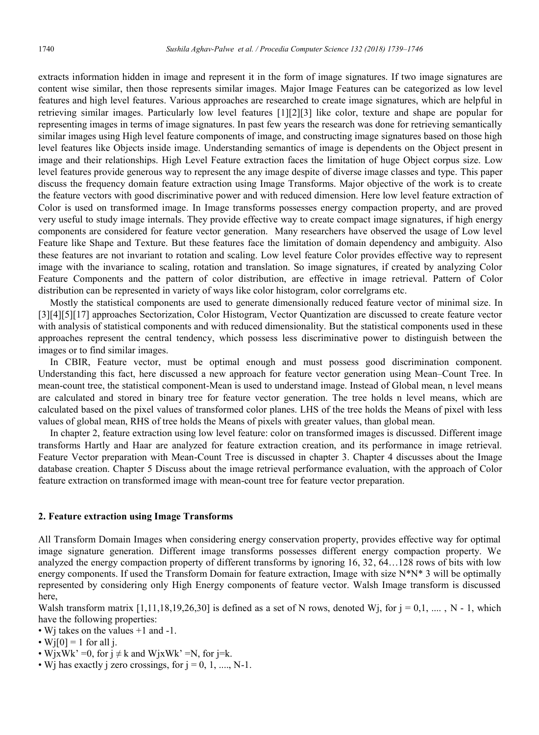extracts information hidden in image and represent it in the form of image signatures. If two image signatures are content wise similar, then those represents similar images. Major Image Features can be categorized as low level features and high level features. Various approaches are researched to create image signatures, which are helpful in retrieving similar images. Particularly low level features [1][2][3] like color, texture and shape are popular for representing images in terms of image signatures. In past few years the research was done for retrieving semantically similar images using High level feature components of image, and constructing image signatures based on those high level features like Objects inside image. Understanding semantics of image is dependents on the Object present in image and their relationships. High Level Feature extraction faces the limitation of huge Object corpus size. Low level features provide generous way to represent the any image despite of diverse image classes and type. This paper discuss the frequency domain feature extraction using Image Transforms. Major objective of the work is to create the feature vectors with good discriminative power and with reduced dimension. Here low level feature extraction of Color is used on transformed image. In Image transforms possesses energy compaction property, and are proved very useful to study image internals. They provide effective way to create compact image signatures, if high energy components are considered for feature vector generation. Many researchers have observed the usage of Low level Feature like Shape and Texture. But these features face the limitation of domain dependency and ambiguity. Also these features are not invariant to rotation and scaling. Low level feature Color provides effective way to represent image with the invariance to scaling, rotation and translation. So image signatures, if created by analyzing Color Feature Components and the pattern of color distribution, are effective in image retrieval. Pattern of Color distribution can be represented in variety of ways like color histogram, color correlgrams etc.

Mostly the statistical components are used to generate dimensionally reduced feature vector of minimal size. In [3][4][5][17] approaches Sectorization, Color Histogram, Vector Quantization are discussed to create feature vector with analysis of statistical components and with reduced dimensionality. But the statistical components used in these approaches represent the central tendency, which possess less discriminative power to distinguish between the images or to find similar images.

In CBIR, Feature vector, must be optimal enough and must possess good discrimination component. Understanding this fact, here discussed a new approach for feature vector generation using Mean–Count Tree. In mean-count tree, the statistical component-Mean is used to understand image. Instead of Global mean, n level means are calculated and stored in binary tree for feature vector generation. The tree holds n level means, which are calculated based on the pixel values of transformed color planes. LHS of the tree holds the Means of pixel with less values of global mean, RHS of tree holds the Means of pixels with greater values, than global mean.

In chapter 2, feature extraction using low level feature: color on transformed images is discussed. Different image transforms Hartly and Haar are analyzed for feature extraction creation, and its performance in image retrieval. Feature Vector preparation with Mean-Count Tree is discussed in chapter 3. Chapter 4 discusses about the Image database creation. Chapter 5 Discuss about the image retrieval performance evaluation, with the approach of Color feature extraction on transformed image with mean-count tree for feature vector preparation.

## 2. Feature extraction using Image Transforms

All Transform Domain Images when considering energy conservation property, provides effective way for optimal image signature generation. Different image transforms possesses different energy compaction property. We analyzed the energy compaction property of different transforms by ignoring 16, 32, 64…128 rows of bits with low energy components. If used the Transform Domain for feature extraction, Image with size N*N* 3 will be optimally represented by considering only High Energy components of feature vector. Walsh Image transform is discussed here,

Walsh transform matrix [1,11,18,19,26,30] is defined as a set of N rows, denoted Wj, for j = 0,1, .... , N - 1, which have the following properties:

- Wj takes on the values +1 and -1.
- Wj[0] = 1 for all j.
- WjxWk' =0, for j ≠ k and WjxWk' =N, for j=k.
- Wj has exactly j zero crossings, for j = 0, 1, ...., N-1.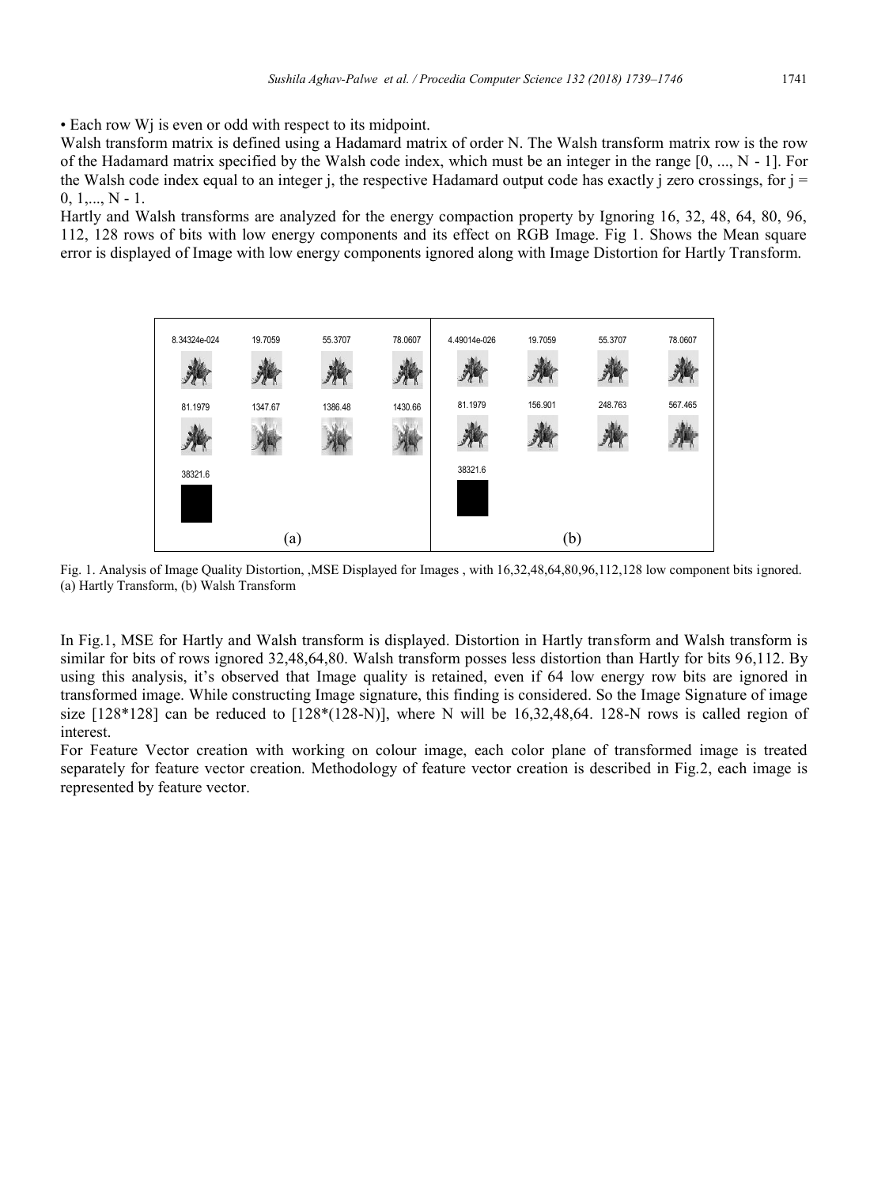• Each row Wj is even or odd with respect to its midpoint.

Walsh transform matrix is defined using a Hadamard matrix of order N. The Walsh transform matrix row is the row of the Hadamard matrix specified by the Walsh code index, which must be an integer in the range [0, ..., N - 1]. For the Walsh code index equal to an integer j, the respective Hadamard output code has exactly j zero crossings, for j = 0, 1,..., N - 1.

Hartly and Walsh transforms are analyzed for the energy compaction property by Ignoring 16, 32, 48, 64, 80, 96, 112, 128 rows of bits with low energy components and its effect on RGB Image. Fig 1. Shows the Mean square error is displayed of Image with low energy components ignored along with Image Distortion for Hartly Transform.

Fig. 1. Analysis of Image Quality Distortion, ,MSE Displayed for Images , with 16,32,48,64,80,96,112,128 low component bits ignored. (a) Hartly Transform, (b) Walsh Transform

In Fig.1, MSE for Hartly and Walsh transform is displayed. Distortion in Hartly transform and Walsh transform is similar for bits of rows ignored 32,48,64,80. Walsh transform posses less distortion than Hartly for bits 96,112. By using this analysis, it's observed that Image quality is retained, even if 64 low energy row bits are ignored in transformed image. While constructing Image signature, this finding is considered. So the Image Signature of image size [128*128] can be reduced to [128*(128-N)], where N will be 16,32,48,64. 128-N rows is called region of interest.

For Feature Vector creation with working on colour image, each color plane of transformed image is treated separately for feature vector creation. Methodology of feature vector creation is described in Fig.2, each image is represented by feature vector.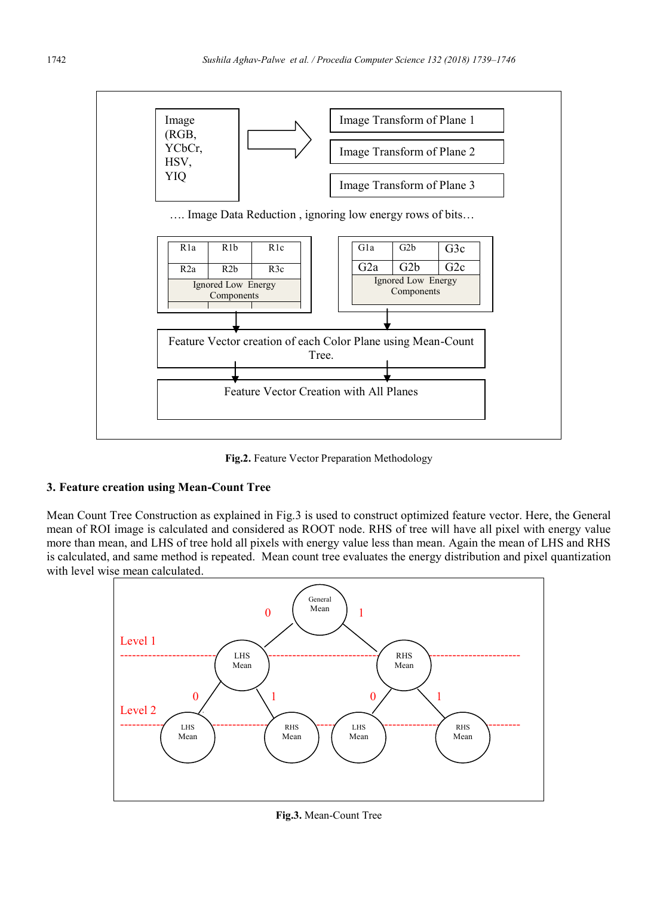**Fig.2.** Feature Vector Preparation Methodology

## 3. Feature creation using Mean-Count Tree

Mean Count Tree Construction as explained in Fig.3 is used to construct optimized feature vector. Here, the General mean of ROI image is calculated and considered as ROOT node. RHS of tree will have all pixel with energy value more than mean, and LHS of tree hold all pixels with energy value less than mean. Again the mean of LHS and RHS is calculated, and same method is repeated. Mean count tree evaluates the energy distribution and pixel quantization with level wise mean calculated.

**Fig.3.** Mean-Count Tree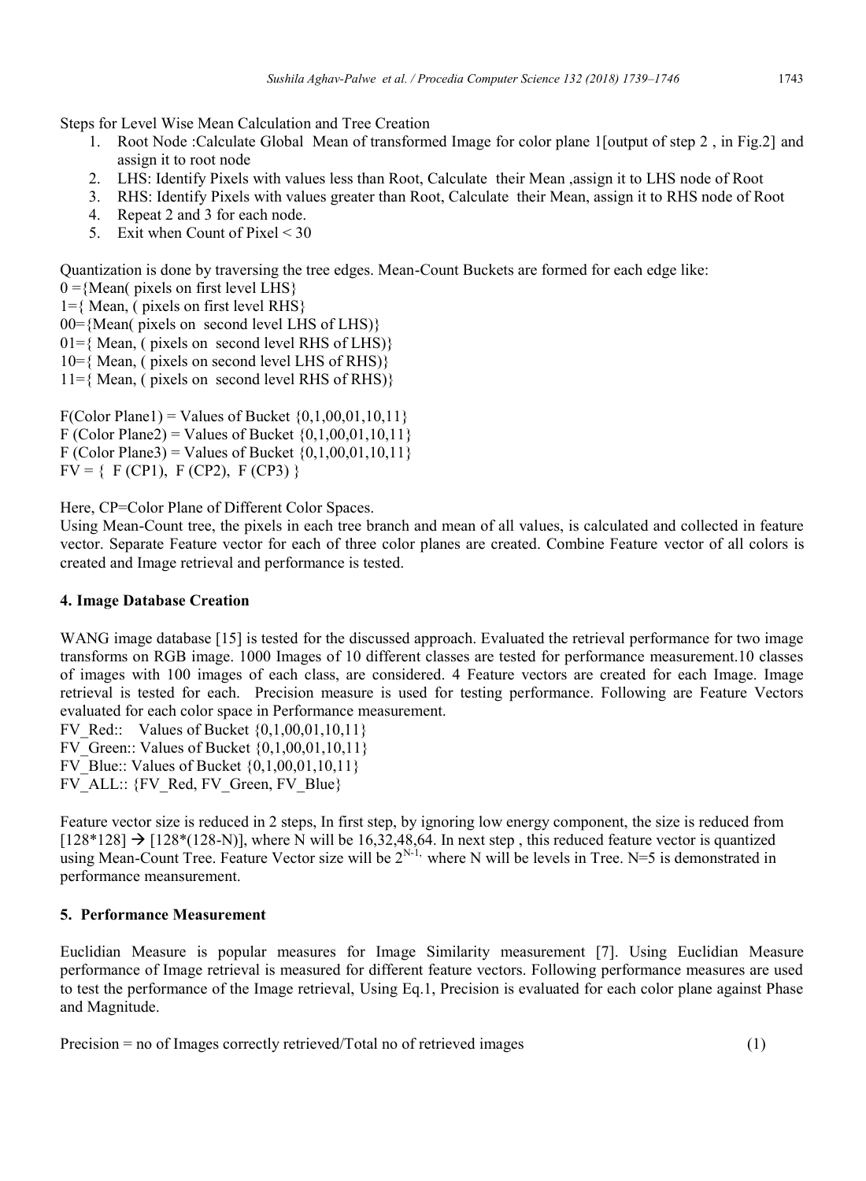Steps for Level Wise Mean Calculation and Tree Creation

1. Root Node :Calculate Global Mean of transformed Image for color plane 1[output of step 2 , in Fig.2] and assign it to root node
2. LHS: Identify Pixels with values less than Root, Calculate their Mean ,assign it to LHS node of Root
3. RHS: Identify Pixels with values greater than Root, Calculate their Mean, assign it to RHS node of Root
4. Repeat 2 and 3 for each node.
5. Exit when Count of Pixel < 30

Quantization is done by traversing the tree edges. Mean-Count Buckets are formed for each edge like:

0 ={Mean( pixels on first level LHS}
1={ Mean, ( pixels on first level RHS}
00={Mean( pixels on second level LHS of LHS)}
01={ Mean, ( pixels on second level RHS of LHS)}
10={ Mean, ( pixels on second level LHS of RHS)}
11={ Mean, ( pixels on second level RHS of RHS)}

F(Color Plane1) = Values of Bucket {0,1,00,01,10,11}
F (Color Plane2) = Values of Bucket {0,1,00,01,10,11}
F (Color Plane3) = Values of Bucket {0,1,00,01,10,11}
FV = { F (CP1), F (CP2), F (CP3) }

Here, CP=Color Plane of Different Color Spaces.
Using Mean-Count tree, the pixels in each tree branch and mean of all values, is calculated and collected in feature vector. Separate Feature vector for each of three color planes are created. Combine Feature vector of all colors is created and Image retrieval and performance is tested.

## 4. Image Database Creation

WANG image database [15] is tested for the discussed approach. Evaluated the retrieval performance for two image transforms on RGB image. 1000 Images of 10 different classes are tested for performance measurement.10 classes of images with 100 images of each class, are considered. 4 Feature vectors are created for each Image. Image retrieval is tested for each. Precision measure is used for testing performance. Following are Feature Vectors evaluated for each color space in Performance measurement.

FV_Red:: Values of Bucket {0,1,00,01,10,11}
FV_Green:: Values of Bucket {0,1,00,01,10,11}
FV_Blue:: Values of Bucket {0,1,00,01,10,11}
FV_ALL:: {FV_Red, FV_Green, FV_Blue}

Feature vector size is reduced in 2 steps, In first step, by ignoring low energy component, the size is reduced from [128*128] → [128*(128-N)], where N will be 16,32,48,64. In next step , this reduced feature vector is quantized using Mean-Count Tree. Feature Vector size will be $2^{N-1,}$ where N will be levels in Tree. N=5 is demonstrated in performance meansurement.

## 5. Performance Measurement

Euclidian Measure is popular measures for Image Similarity measurement [7]. Using Euclidian Measure performance of Image retrieval is measured for different feature vectors. Following performance measures are used to test the performance of the Image retrieval, Using Eq.1, Precision is evaluated for each color plane against Phase and Magnitude.

Precision = no of Images correctly retrieved/Total no of retrieved images (1)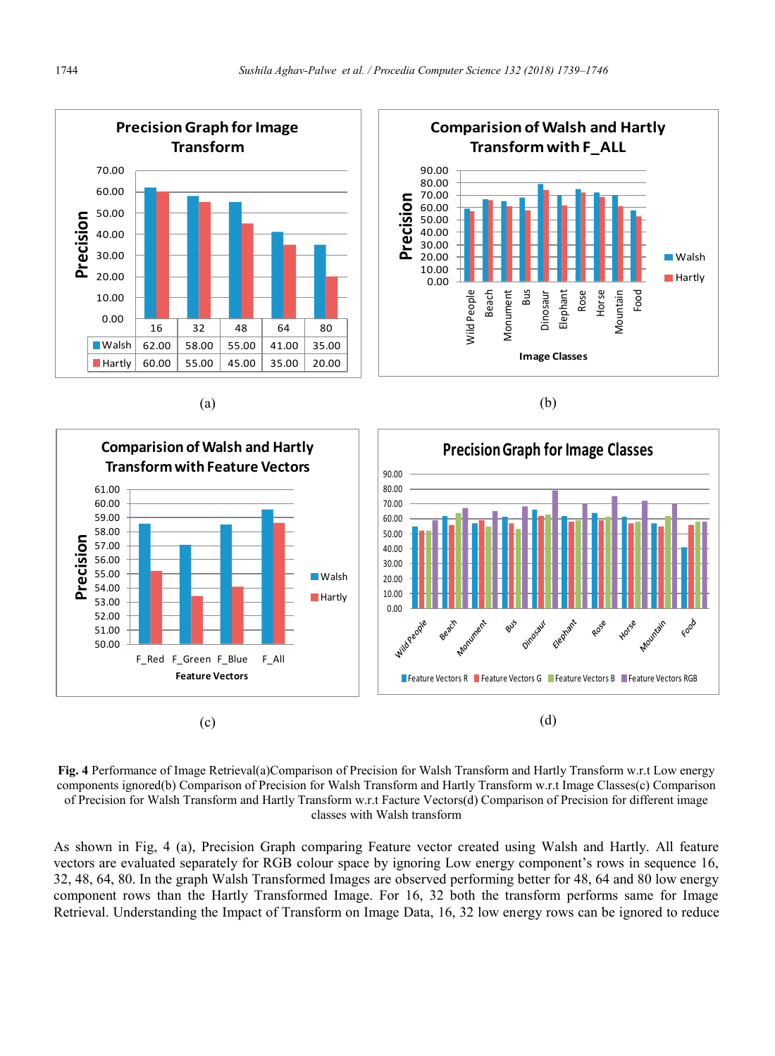**Precision Graph for Image Transform**

|  | 16 | 32 | 48 | 64 | 80 |
|---|---|---|---|---|---|
| Walsh | 62.00 | 58.00 | 55.00 | 41.00 | 35.00 |
| Hartly | 60.00 | 55.00 | 45.00 | 35.00 | 20.00 |

(a)

(b)

(c)

(d)

**Fig. 4** Performance of Image Retrieval(a)Comparison of Precision for Walsh Transform and Hartly Transform w.r.t Low energy components ignored(b) Comparison of Precision for Walsh Transform and Hartly Transform w.r.t Image Classes(c) Comparison of Precision for Walsh Transform and Hartly Transform w.r.t Facture Vectors(d) Comparison of Precision for different image classes with Walsh transform

As shown in Fig, 4 (a), Precision Graph comparing Feature vector created using Walsh and Hartly. All feature vectors are evaluated separately for RGB colour space by ignoring Low energy component's rows in sequence 16, 32, 48, 64, 80. In the graph Walsh Transformed Images are observed performing better for 48, 64 and 80 low energy component rows than the Hartly Transformed Image. For 16, 32 both the transform performs same for Image Retrieval. Understanding the Impact of Transform on Image Data, 16, 32 low energy rows can be ignored to reduce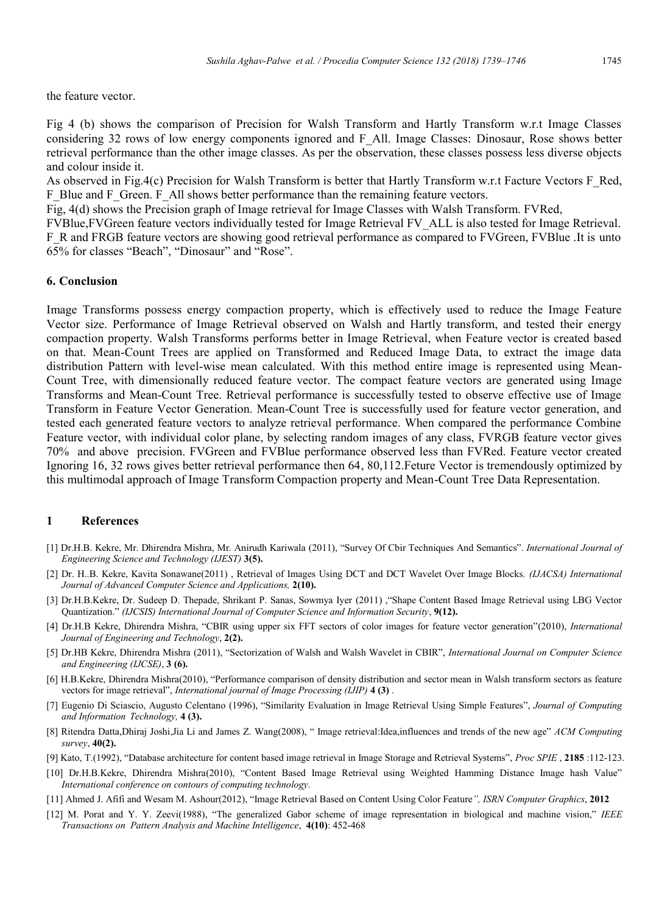the feature vector.

Fig 4 (b) shows the comparison of Precision for Walsh Transform and Hartly Transform w.r.t Image Classes considering 32 rows of low energy components ignored and F_All. Image Classes: Dinosaur, Rose shows better retrieval performance than the other image classes. As per the observation, these classes possess less diverse objects and colour inside it.

As observed in Fig.4(c) Precision for Walsh Transform is better that Hartly Transform w.r.t Facture Vectors F_Red, F_Blue and F_Green. F_All shows better performance than the remaining feature vectors.

Fig, 4(d) shows the Precision graph of Image retrieval for Image Classes with Walsh Transform. FVRed, FVBlue,FVGreen feature vectors individually tested for Image Retrieval FV_ALL is also tested for Image Retrieval. F_R and FRGB feature vectors are showing good retrieval performance as compared to FVGreen, FVBlue .It is unto 65% for classes "Beach", "Dinosaur" and "Rose".

## 6. Conclusion

Image Transforms possess energy compaction property, which is effectively used to reduce the Image Feature Vector size. Performance of Image Retrieval observed on Walsh and Hartly transform, and tested their energy compaction property. Walsh Transforms performs better in Image Retrieval, when Feature vector is created based on that. Mean-Count Trees are applied on Transformed and Reduced Image Data, to extract the image data distribution Pattern with level-wise mean calculated. With this method entire image is represented using Mean-Count Tree, with dimensionally reduced feature vector. The compact feature vectors are generated using Image Transforms and Mean-Count Tree. Retrieval performance is successfully tested to observe effective use of Image Transform in Feature Vector Generation. Mean-Count Tree is successfully used for feature vector generation, and tested each generated feature vectors to analyze retrieval performance. When compared the performance Combine Feature vector, with individual color plane, by selecting random images of any class, FVRGB feature vector gives 70% and above precision. FVGreen and FVBlue performance observed less than FVRed. Feature vector created Ignoring 16, 32 rows gives better retrieval performance then 64, 80,112.Feture Vector is tremendously optimized by this multimodal approach of Image Transform Compaction property and Mean-Count Tree Data Representation.

## 1 References

[1] Dr.H.B. Kekre, Mr. Dhirendra Mishra, Mr. Anirudh Kariwala (2011), "Survey Of Cbir Techniques And Semantics". *International Journal of Engineering Science and Technology (IJEST)* **3(5).**

[2] Dr. H..B. Kekre, Kavita Sonawane(2011) , Retrieval of Images Using DCT and DCT Wavelet Over Image Blocks. *(IJACSA) International Journal of Advanced Computer Science and Applications,* **2(10).**

[3] Dr.H.B.Kekre, Dr. Sudeep D. Thepade, Shrikant P. Sanas, Sowmya Iyer (2011) ,"Shape Content Based Image Retrieval using LBG Vector Quantization." *(IJCSIS) International Journal of Computer Science and Information Security*, **9(12).**

[4] Dr.H.B Kekre, Dhirendra Mishra, "CBIR using upper six FFT sectors of color images for feature vector generation"(2010), *International Journal of Engineering and Technology*, **2(2).**

[5] Dr.HB Kekre, Dhirendra Mishra (2011), "Sectorization of Walsh and Walsh Wavelet in CBIR", *International Journal on Computer Science and Engineering (IJCSE)*, **3 (6).**

[6] H.B.Kekre, Dhirendra Mishra(2010), "Performance comparison of density distribution and sector mean in Walsh transform sectors as feature vectors for image retrieval", *International journal of Image Processing (IJIP)* **4 (3)** .

[7] Eugenio Di Sciascio, Augusto Celentano (1996), "Similarity Evaluation in Image Retrieval Using Simple Features", *Journal of Computing and Information Technology,* **4 (3).**

[8] Ritendra Datta,Dhiraj Joshi,Jia Li and James Z. Wang(2008), " Image retrieval:Idea,influences and trends of the new age" *ACM Computing survey*, **40(2).**

[9] Kato, T.(1992), "Database architecture for content based image retrieval in Image Storage and Retrieval Systems", *Proc SPIE* , **2185** :112-123.

[10] Dr.H.B.Kekre, Dhirendra Mishra(2010), "Content Based Image Retrieval using Weighted Hamming Distance Image hash Value" *International conference on contours of computing technology.*

[11] Ahmed J. Afifi and Wesam M. Ashour(2012), "Image Retrieval Based on Content Using Color Feature*", ISRN Computer Graphics*, **2012**

[12] M. Porat and Y. Y. Zeevi(1988), "The generalized Gabor scheme of image representation in biological and machine vision," *IEEE Transactions on Pattern Analysis and Machine Intelligence*, **4(10)**: 452-468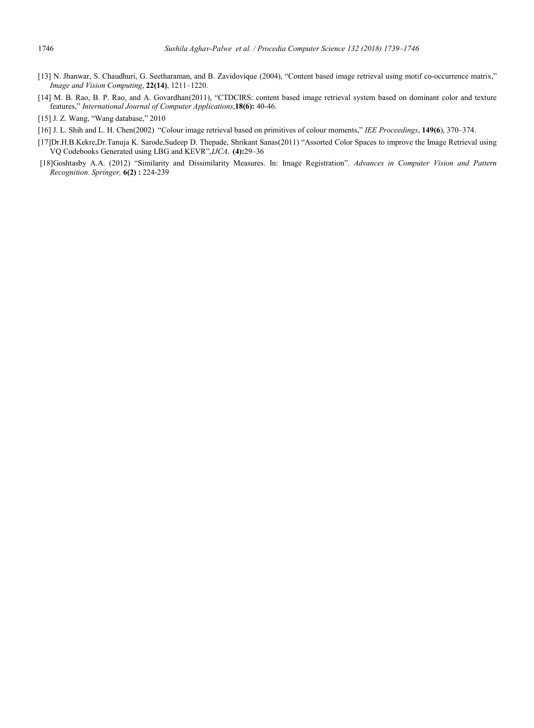[13] N. Jhanwar, S. Chaudhuri, G. Seetharaman, and B. Zavidovique (2004), "Content based image retrieval using motif co-occurrence matrix," *Image and Vision Computing*, **22(14)**, 1211–1220.

[14] M. B. Rao, B. P. Rao, and A. Govardhan(2011), "CTDCIRS: content based image retrieval system based on dominant color and texture features," *International Journal of Computer Applications*,**18(6):** 40-46.

[15] J. Z. Wang, "Wang database," 2010

[16] J. L. Shih and L. H. Chen(2002) "Colour image retrieval based on primitives of colour moments," *IEE Proceedings*, **149(6)**, 370–374.

[17]Dr.H.B.Kekre,Dr.Tanuja K. Sarode,Sudeep D. Thepade, Shrikant Sanas(2011) "Assorted Color Spaces to improve the Image Retrieval using VQ Codebooks Generated using LBG and KEVR",*IJCA*. **(4):**29–36

[18]Goshtasby A.A. (2012) "Similarity and Dissimilarity Measures. In: Image Registration". *Advances in Computer Vision and Pattern Recognition. Springer,* **6(2) :** 224-239